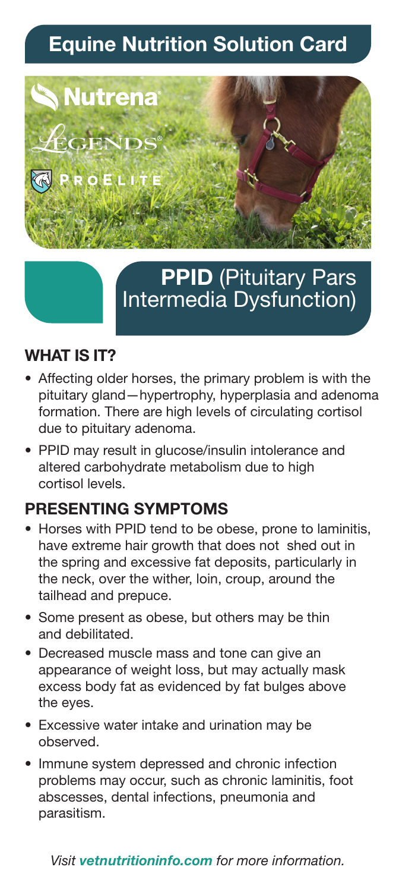# Equine Nutrition Solution Card

Nutrena®

LEGENDS®

PROELITE

## PPID (Pituitary Pars Intermedia Dysfunction)

### WHAT IS IT?

- Affecting older horses, the primary problem is with the pituitary gland—hypertrophy, hyperplasia and adenoma formation. There are high levels of circulating cortisol due to pituitary adenoma.
- PPID may result in glucose/insulin intolerance and altered carbohydrate metabolism due to high cortisol levels.

### PRESENTING SYMPTOMS

- Horses with PPID tend to be obese, prone to laminitis, have extreme hair growth that does not shed out in the spring and excessive fat deposits, particularly in the neck, over the wither, loin, croup, around the tailhead and prepuce.
- Some present as obese, but others may be thin and debilitated.
- Decreased muscle mass and tone can give an appearance of weight loss, but may actually mask excess body fat as evidenced by fat bulges above the eyes.
- Excessive water intake and urination may be observed.
- Immune system depressed and chronic infection problems may occur, such as chronic laminitis, foot abscesses, dental infections, pneumonia and parasitism.

*Visit **vetnutritioninfo.com** for more information.*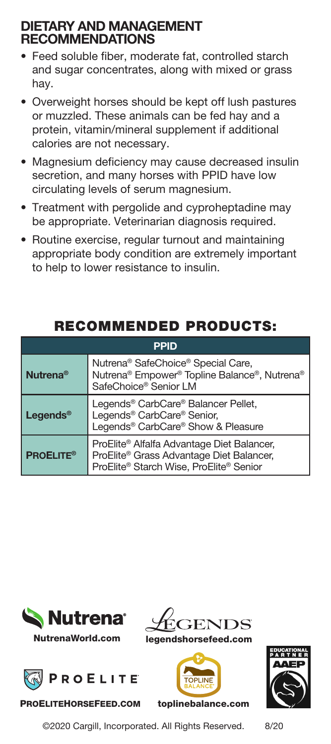## DIETARY AND MANAGEMENT RECOMMENDATIONS

- Feed soluble fiber, moderate fat, controlled starch and sugar concentrates, along with mixed or grass hay.
- Overweight horses should be kept off lush pastures or muzzled. These animals can be fed hay and a protein, vitamin/mineral supplement if additional calories are not necessary.
- Magnesium deficiency may cause decreased insulin secretion, and many horses with PPID have low circulating levels of serum magnesium.
- Treatment with pergolide and cyproheptadine may be appropriate. Veterinarian diagnosis required.
- Routine exercise, regular turnout and maintaining appropriate body condition are extremely important to help to lower resistance to insulin.

## RECOMMENDED PRODUCTS:

| PPID | |
|---|---|
| **Nutrena®** | Nutrena® SafeChoice® Special Care, Nutrena® Empower® Topline Balance®, Nutrena® SafeChoice® Senior LM |
| **Legends®** | Legends® CarbCare® Balancer Pellet, Legends® CarbCare® Senior, Legends® CarbCare® Show & Pleasure |
| **PROELITE®** | ProElite® Alfalfa Advantage Diet Balancer, ProElite® Grass Advantage Diet Balancer, ProElite® Starch Wise, ProElite® Senior |

Nutrena®
NutrenaWorld.com

LEGENDS®
legendshorsefeed.com

PROELITE®
PROELITEHORSEFEED.COM

TOPLINE BALANCE®
toplinebalance.com

EDUCATIONAL PARTNER AAEP

©2020 Cargill, Incorporated. All Rights Reserved. 8/20